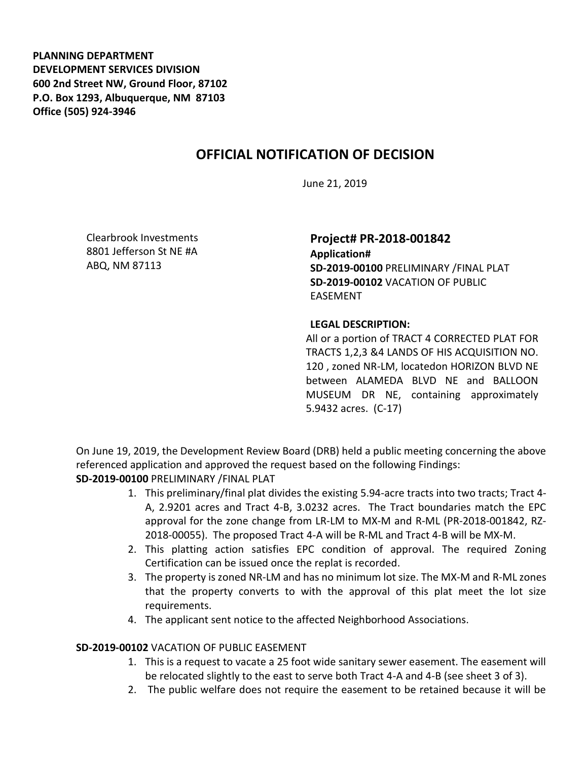**PLANNING DEPARTMENT**
**DEVELOPMENT SERVICES DIVISION**
**600 2nd Street NW, Ground Floor, 87102**
**P.O. Box 1293, Albuquerque, NM 87103**
**Office (505) 924-3946**

# OFFICIAL NOTIFICATION OF DECISION

June 21, 2019

Clearbrook Investments
8801 Jefferson St NE #A
ABQ, NM 87113

**Project# PR-2018-001842**
**Application#**
**SD-2019-00100** PRELIMINARY /FINAL PLAT
**SD-2019-00102** VACATION OF PUBLIC EASEMENT

**LEGAL DESCRIPTION:**
All or a portion of TRACT 4 CORRECTED PLAT FOR TRACTS 1,2,3 &4 LANDS OF HIS ACQUISITION NO. 120 , zoned NR-LM, locatedon HORIZON BLVD NE between ALAMEDA BLVD NE and BALLOON MUSEUM DR NE, containing approximately 5.9432 acres. (C-17)

On June 19, 2019, the Development Review Board (DRB) held a public meeting concerning the above referenced application and approved the request based on the following Findings:

**SD-2019-00100** PRELIMINARY /FINAL PLAT

1. This preliminary/final plat divides the existing 5.94-acre tracts into two tracts; Tract 4-A, 2.9201 acres and Tract 4-B, 3.0232 acres. The Tract boundaries match the EPC approval for the zone change from LR-LM to MX-M and R-ML (PR-2018-001842, RZ-2018-00055). The proposed Tract 4-A will be R-ML and Tract 4-B will be MX-M.
2. This platting action satisfies EPC condition of approval. The required Zoning Certification can be issued once the replat is recorded.
3. The property is zoned NR-LM and has no minimum lot size. The MX-M and R-ML zones that the property converts to with the approval of this plat meet the lot size requirements.
4. The applicant sent notice to the affected Neighborhood Associations.

**SD-2019-00102** VACATION OF PUBLIC EASEMENT

1. This is a request to vacate a 25 foot wide sanitary sewer easement. The easement will be relocated slightly to the east to serve both Tract 4-A and 4-B (see sheet 3 of 3).
2. The public welfare does not require the easement to be retained because it will be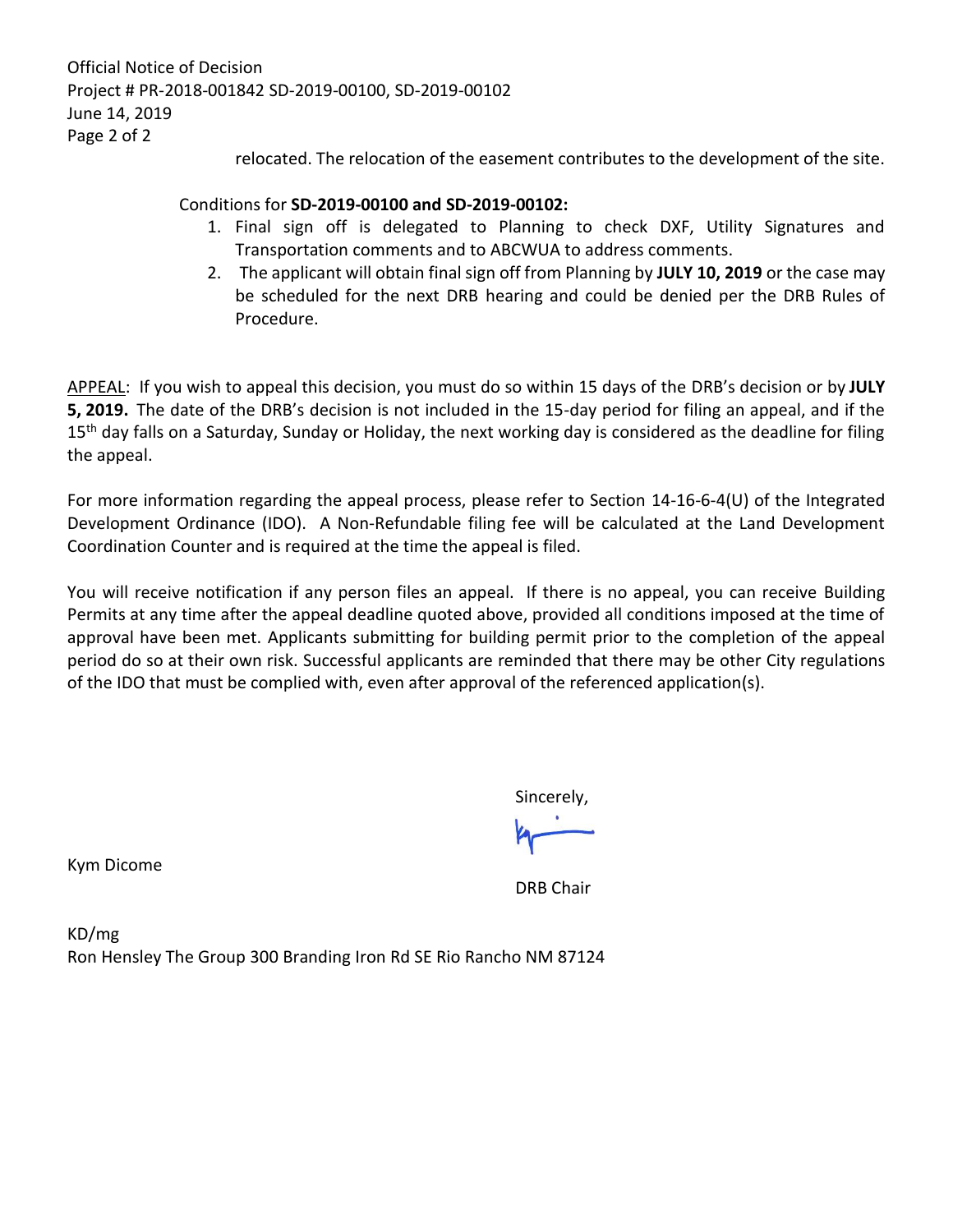relocated. The relocation of the easement contributes to the development of the site.

Conditions for **SD-2019-00100 and SD-2019-00102:**

1. Final sign off is delegated to Planning to check DXF, Utility Signatures and Transportation comments and to ABCWUA to address comments.
2. The applicant will obtain final sign off from Planning by **JULY 10, 2019** or the case may be scheduled for the next DRB hearing and could be denied per the DRB Rules of Procedure.

APPEAL: If you wish to appeal this decision, you must do so within 15 days of the DRB's decision or by **JULY 5, 2019.** The date of the DRB's decision is not included in the 15-day period for filing an appeal, and if the 15th day falls on a Saturday, Sunday or Holiday, the next working day is considered as the deadline for filing the appeal.

For more information regarding the appeal process, please refer to Section 14-16-6-4(U) of the Integrated Development Ordinance (IDO). A Non-Refundable filing fee will be calculated at the Land Development Coordination Counter and is required at the time the appeal is filed.

You will receive notification if any person files an appeal. If there is no appeal, you can receive Building Permits at any time after the appeal deadline quoted above, provided all conditions imposed at the time of approval have been met. Applicants submitting for building permit prior to the completion of the appeal period do so at their own risk. Successful applicants are reminded that there may be other City regulations of the IDO that must be complied with, even after approval of the referenced application(s).

Sincerely,

Kym Dicome

DRB Chair

KD/mg

Ron Hensley The Group 300 Branding Iron Rd SE Rio Rancho NM 87124